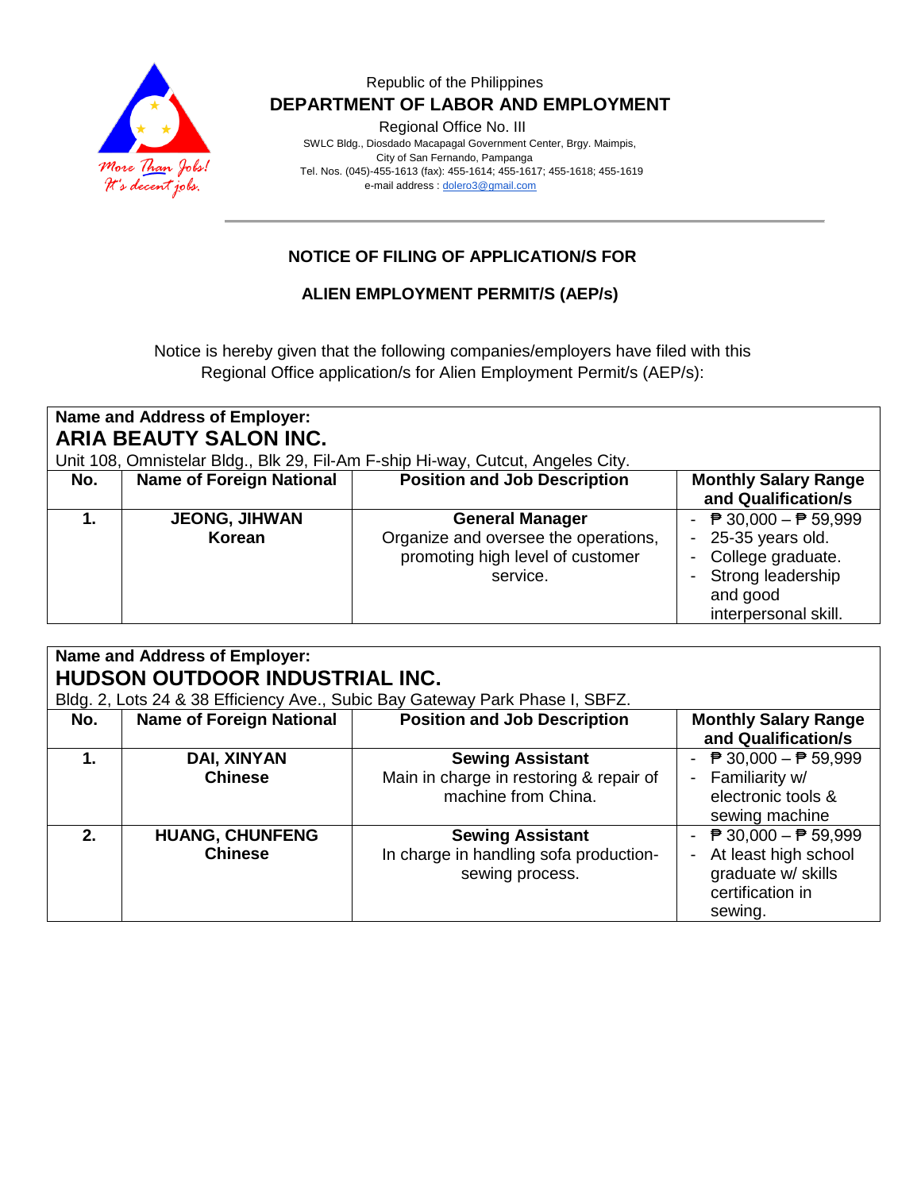Republic of the Philippines

**DEPARTMENT OF LABOR AND EMPLOYMENT**

Regional Office No. III

SWLC Bldg., Diosdado Macapagal Government Center, Brgy. Maimpis,
City of San Fernando, Pampanga
Tel. Nos. (045)-455-1613 (fax): 455-1614; 455-1617; 455-1618; 455-1619
e-mail address : dolero3@gmail.com

More Than Jobs! It's decent jobs.

## NOTICE OF FILING OF APPLICATION/S FOR

## ALIEN EMPLOYMENT PERMIT/S (AEP/s)

Notice is hereby given that the following companies/employers have filed with this Regional Office application/s for Alien Employment Permit/s (AEP/s):

**Name and Address of Employer:**
**ARIA BEAUTY SALON INC.**
Unit 108, Omnistelar Bldg., Blk 29, Fil-Am F-ship Hi-way, Cutcut, Angeles City.

| No. | Name of Foreign National | Position and Job Description | Monthly Salary Range and Qualification/s |
|---|---|---|---|
| **1.** | **JEONG, JIHWAN**<br>**Korean** | **General Manager**<br>Organize and oversee the operations, promoting high level of customer service. | - ₱ 30,000 – ₱ 59,999<br>- 25-35 years old.<br>- College graduate.<br>- Strong leadership and good interpersonal skill. |

**Name and Address of Employer:**
**HUDSON OUTDOOR INDUSTRIAL INC.**
Bldg. 2, Lots 24 & 38 Efficiency Ave., Subic Bay Gateway Park Phase I, SBFZ.

| No. | Name of Foreign National | Position and Job Description | Monthly Salary Range and Qualification/s |
|---|---|---|---|
| **1.** | **DAI, XINYAN**<br>**Chinese** | **Sewing Assistant**<br>Main in charge in restoring & repair of machine from China. | - ₱ 30,000 – ₱ 59,999<br>- Familiarity w/ electronic tools & sewing machine |
| **2.** | **HUANG, CHUNFENG**<br>**Chinese** | **Sewing Assistant**<br>In charge in handling sofa production-sewing process. | - ₱ 30,000 – ₱ 59,999<br>- At least high school graduate w/ skills certification in sewing. |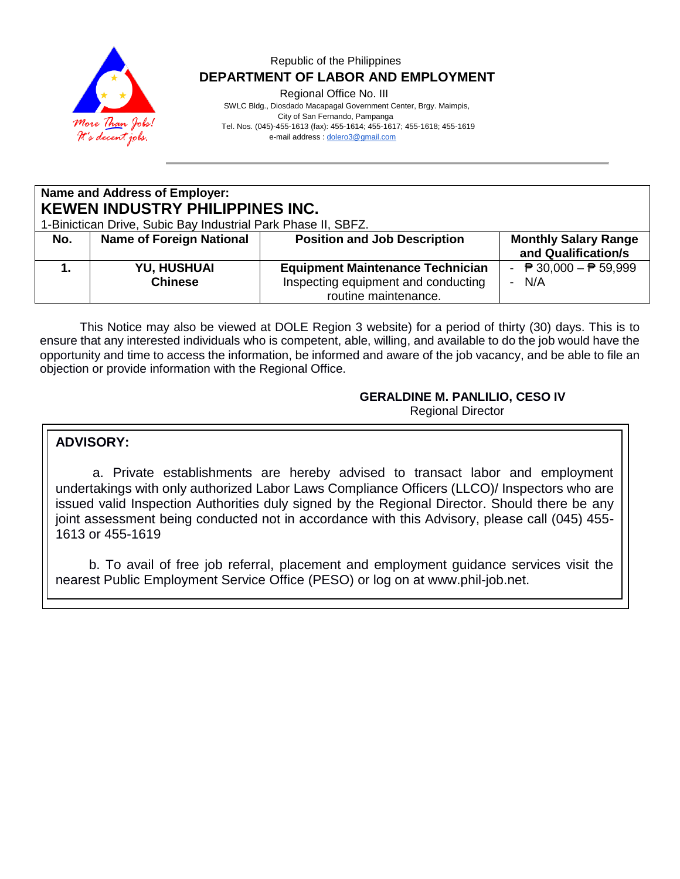Republic of the Philippines
**DEPARTMENT OF LABOR AND EMPLOYMENT**
Regional Office No. III
SWLC Bldg., Diosdado Macapagal Government Center, Brgy. Maimpis,
City of San Fernando, Pampanga
Tel. Nos. (045)-455-1613 (fax): 455-1614; 455-1617; 455-1618; 455-1619
e-mail address : dolero3@gmail.com

**Name and Address of Employer:**
**KEWEN INDUSTRY PHILIPPINES INC.**
1-Binictican Drive, Subic Bay Industrial Park Phase II, SBFZ.

| No. | Name of Foreign National | Position and Job Description | Monthly Salary Range and Qualification/s |
|---|---|---|---|
| **1.** | **YU, HUSHUAI** **Chinese** | **Equipment Maintenance Technician** Inspecting equipment and conducting routine maintenance. | - ₱ 30,000 – ₱ 59,999 - N/A |

This Notice may also be viewed at DOLE Region 3 website) for a period of thirty (30) days. This is to ensure that any interested individuals who is competent, able, willing, and available to do the job would have the opportunity and time to access the information, be informed and aware of the job vacancy, and be able to file an objection or provide information with the Regional Office.

**GERALDINE M. PANLILIO, CESO IV**
Regional Director

**ADVISORY:**

a. Private establishments are hereby advised to transact labor and employment undertakings with only authorized Labor Laws Compliance Officers (LLCO)/ Inspectors who are issued valid Inspection Authorities duly signed by the Regional Director. Should there be any joint assessment being conducted not in accordance with this Advisory, please call (045) 455-1613 or 455-1619

b. To avail of free job referral, placement and employment guidance services visit the nearest Public Employment Service Office (PESO) or log on at www.phil-job.net.